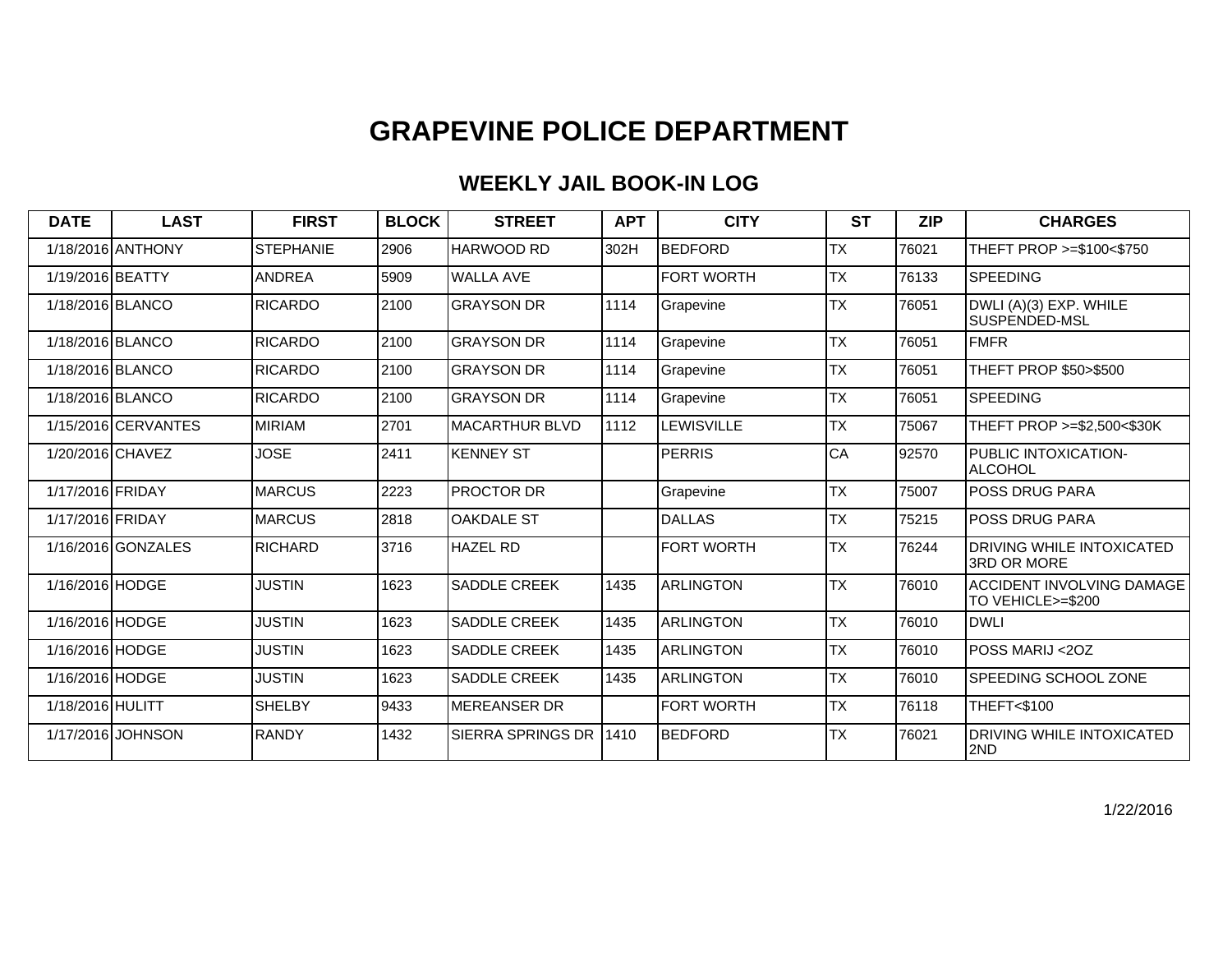# GRAPEVINE POLICE DEPARTMENT

## WEEKLY JAIL BOOK-IN LOG

| DATE | LAST | FIRST | BLOCK | STREET | APT | CITY | ST | ZIP | CHARGES |
|---|---|---|---|---|---|---|---|---|---|
| 1/18/2016 | ANTHONY | STEPHANIE | 2906 | HARWOOD RD | 302H | BEDFORD | TX | 76021 | THEFT PROP >=$100<$750 |
| 1/19/2016 | BEATTY | ANDREA | 5909 | WALLA AVE | | FORT WORTH | TX | 76133 | SPEEDING |
| 1/18/2016 | BLANCO | RICARDO | 2100 | GRAYSON DR | 1114 | Grapevine | TX | 76051 | DWLI (A)(3) EXP. WHILE SUSPENDED-MSL |
| 1/18/2016 | BLANCO | RICARDO | 2100 | GRAYSON DR | 1114 | Grapevine | TX | 76051 | FMFR |
| 1/18/2016 | BLANCO | RICARDO | 2100 | GRAYSON DR | 1114 | Grapevine | TX | 76051 | THEFT PROP $50>$500 |
| 1/18/2016 | BLANCO | RICARDO | 2100 | GRAYSON DR | 1114 | Grapevine | TX | 76051 | SPEEDING |
| 1/15/2016 | CERVANTES | MIRIAM | 2701 | MACARTHUR BLVD | 1112 | LEWISVILLE | TX | 75067 | THEFT PROP >=$2,500<$30K |
| 1/20/2016 | CHAVEZ | JOSE | 2411 | KENNEY ST | | PERRIS | CA | 92570 | PUBLIC INTOXICATION-ALCOHOL |
| 1/17/2016 | FRIDAY | MARCUS | 2223 | PROCTOR DR | | Grapevine | TX | 75007 | POSS DRUG PARA |
| 1/17/2016 | FRIDAY | MARCUS | 2818 | OAKDALE ST | | DALLAS | TX | 75215 | POSS DRUG PARA |
| 1/16/2016 | GONZALES | RICHARD | 3716 | HAZEL RD | | FORT WORTH | TX | 76244 | DRIVING WHILE INTOXICATED 3RD OR MORE |
| 1/16/2016 | HODGE | JUSTIN | 1623 | SADDLE CREEK | 1435 | ARLINGTON | TX | 76010 | ACCIDENT INVOLVING DAMAGE TO VEHICLE>=$200 |
| 1/16/2016 | HODGE | JUSTIN | 1623 | SADDLE CREEK | 1435 | ARLINGTON | TX | 76010 | DWLI |
| 1/16/2016 | HODGE | JUSTIN | 1623 | SADDLE CREEK | 1435 | ARLINGTON | TX | 76010 | POSS MARIJ <2OZ |
| 1/16/2016 | HODGE | JUSTIN | 1623 | SADDLE CREEK | 1435 | ARLINGTON | TX | 76010 | SPEEDING SCHOOL ZONE |
| 1/18/2016 | HULITT | SHELBY | 9433 | MEREANSER DR | | FORT WORTH | TX | 76118 | THEFT<$100 |
| 1/17/2016 | JOHNSON | RANDY | 1432 | SIERRA SPRINGS DR | 1410 | BEDFORD | TX | 76021 | DRIVING WHILE INTOXICATED 2ND |

1/22/2016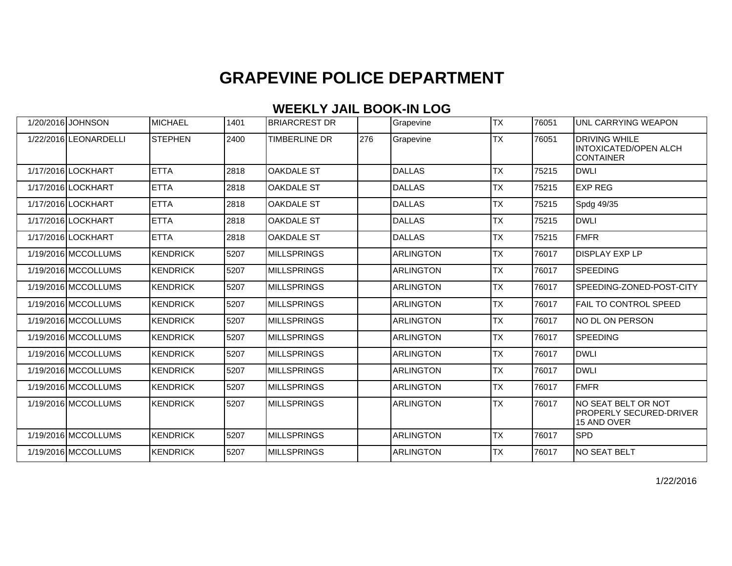# GRAPEVINE POLICE DEPARTMENT

## WEEKLY JAIL BOOK-IN LOG

| | | | | | | | | | |
|---|---|---|---|---|---|---|---|---|---|
| 1/20/2016 | JOHNSON | MICHAEL | 1401 | BRIARCREST DR | | Grapevine | TX | 76051 | UNL CARRYING WEAPON |
| 1/22/2016 | LEONARDELLI | STEPHEN | 2400 | TIMBERLINE DR | 276 | Grapevine | TX | 76051 | DRIVING WHILE INTOXICATED/OPEN ALCH CONTAINER |
| 1/17/2016 | LOCKHART | ETTA | 2818 | OAKDALE ST | | DALLAS | TX | 75215 | DWLI |
| 1/17/2016 | LOCKHART | ETTA | 2818 | OAKDALE ST | | DALLAS | TX | 75215 | EXP REG |
| 1/17/2016 | LOCKHART | ETTA | 2818 | OAKDALE ST | | DALLAS | TX | 75215 | Spdg 49/35 |
| 1/17/2016 | LOCKHART | ETTA | 2818 | OAKDALE ST | | DALLAS | TX | 75215 | DWLI |
| 1/17/2016 | LOCKHART | ETTA | 2818 | OAKDALE ST | | DALLAS | TX | 75215 | FMFR |
| 1/19/2016 | MCCOLLUMS | KENDRICK | 5207 | MILLSPRINGS | | ARLINGTON | TX | 76017 | DISPLAY EXP LP |
| 1/19/2016 | MCCOLLUMS | KENDRICK | 5207 | MILLSPRINGS | | ARLINGTON | TX | 76017 | SPEEDING |
| 1/19/2016 | MCCOLLUMS | KENDRICK | 5207 | MILLSPRINGS | | ARLINGTON | TX | 76017 | SPEEDING-ZONED-POST-CITY |
| 1/19/2016 | MCCOLLUMS | KENDRICK | 5207 | MILLSPRINGS | | ARLINGTON | TX | 76017 | FAIL TO CONTROL SPEED |
| 1/19/2016 | MCCOLLUMS | KENDRICK | 5207 | MILLSPRINGS | | ARLINGTON | TX | 76017 | NO DL ON PERSON |
| 1/19/2016 | MCCOLLUMS | KENDRICK | 5207 | MILLSPRINGS | | ARLINGTON | TX | 76017 | SPEEDING |
| 1/19/2016 | MCCOLLUMS | KENDRICK | 5207 | MILLSPRINGS | | ARLINGTON | TX | 76017 | DWLI |
| 1/19/2016 | MCCOLLUMS | KENDRICK | 5207 | MILLSPRINGS | | ARLINGTON | TX | 76017 | DWLI |
| 1/19/2016 | MCCOLLUMS | KENDRICK | 5207 | MILLSPRINGS | | ARLINGTON | TX | 76017 | FMFR |
| 1/19/2016 | MCCOLLUMS | KENDRICK | 5207 | MILLSPRINGS | | ARLINGTON | TX | 76017 | NO SEAT BELT OR NOT PROPERLY SECURED-DRIVER 15 AND OVER |
| 1/19/2016 | MCCOLLUMS | KENDRICK | 5207 | MILLSPRINGS | | ARLINGTON | TX | 76017 | SPD |
| 1/19/2016 | MCCOLLUMS | KENDRICK | 5207 | MILLSPRINGS | | ARLINGTON | TX | 76017 | NO SEAT BELT |

1/22/2016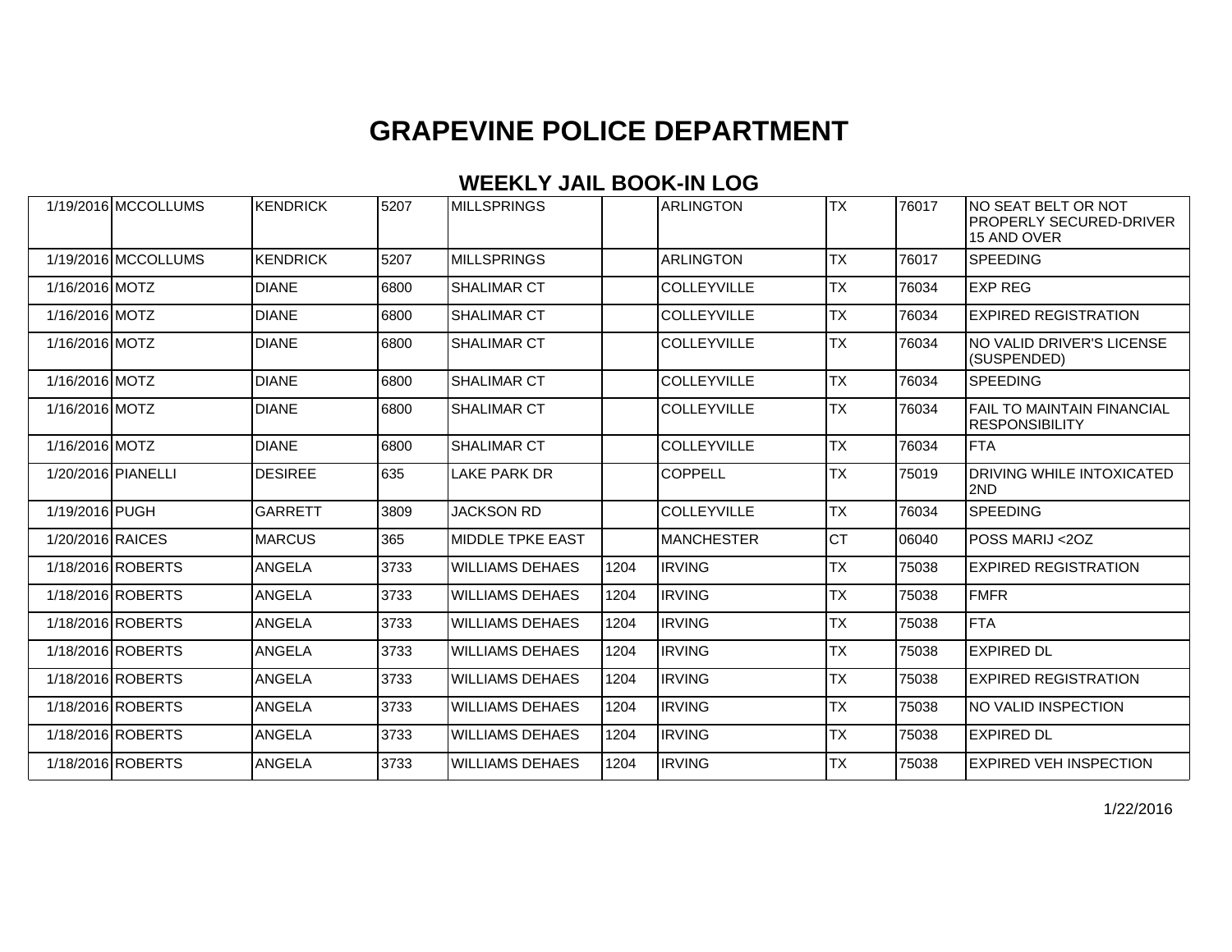# GRAPEVINE POLICE DEPARTMENT

## WEEKLY JAIL BOOK-IN LOG

| | | | | | | | | | |
|---|---|---|---|---|---|---|---|---|---|
| 1/19/2016 | MCCOLLUMS | KENDRICK | 5207 | MILLSPRINGS | | ARLINGTON | TX | 76017 | NO SEAT BELT OR NOT PROPERLY SECURED-DRIVER 15 AND OVER |
| 1/19/2016 | MCCOLLUMS | KENDRICK | 5207 | MILLSPRINGS | | ARLINGTON | TX | 76017 | SPEEDING |
| 1/16/2016 | MOTZ | DIANE | 6800 | SHALIMAR CT | | COLLEYVILLE | TX | 76034 | EXP REG |
| 1/16/2016 | MOTZ | DIANE | 6800 | SHALIMAR CT | | COLLEYVILLE | TX | 76034 | EXPIRED REGISTRATION |
| 1/16/2016 | MOTZ | DIANE | 6800 | SHALIMAR CT | | COLLEYVILLE | TX | 76034 | NO VALID DRIVER'S LICENSE (SUSPENDED) |
| 1/16/2016 | MOTZ | DIANE | 6800 | SHALIMAR CT | | COLLEYVILLE | TX | 76034 | SPEEDING |
| 1/16/2016 | MOTZ | DIANE | 6800 | SHALIMAR CT | | COLLEYVILLE | TX | 76034 | FAIL TO MAINTAIN FINANCIAL RESPONSIBILITY |
| 1/16/2016 | MOTZ | DIANE | 6800 | SHALIMAR CT | | COLLEYVILLE | TX | 76034 | FTA |
| 1/20/2016 | PIANELLI | DESIREE | 635 | LAKE PARK DR | | COPPELL | TX | 75019 | DRIVING WHILE INTOXICATED 2ND |
| 1/19/2016 | PUGH | GARRETT | 3809 | JACKSON RD | | COLLEYVILLE | TX | 76034 | SPEEDING |
| 1/20/2016 | RAICES | MARCUS | 365 | MIDDLE TPKE EAST | | MANCHESTER | CT | 06040 | POSS MARIJ <2OZ |
| 1/18/2016 | ROBERTS | ANGELA | 3733 | WILLIAMS DEHAES | 1204 | IRVING | TX | 75038 | EXPIRED REGISTRATION |
| 1/18/2016 | ROBERTS | ANGELA | 3733 | WILLIAMS DEHAES | 1204 | IRVING | TX | 75038 | FMFR |
| 1/18/2016 | ROBERTS | ANGELA | 3733 | WILLIAMS DEHAES | 1204 | IRVING | TX | 75038 | FTA |
| 1/18/2016 | ROBERTS | ANGELA | 3733 | WILLIAMS DEHAES | 1204 | IRVING | TX | 75038 | EXPIRED DL |
| 1/18/2016 | ROBERTS | ANGELA | 3733 | WILLIAMS DEHAES | 1204 | IRVING | TX | 75038 | EXPIRED REGISTRATION |
| 1/18/2016 | ROBERTS | ANGELA | 3733 | WILLIAMS DEHAES | 1204 | IRVING | TX | 75038 | NO VALID INSPECTION |
| 1/18/2016 | ROBERTS | ANGELA | 3733 | WILLIAMS DEHAES | 1204 | IRVING | TX | 75038 | EXPIRED DL |
| 1/18/2016 | ROBERTS | ANGELA | 3733 | WILLIAMS DEHAES | 1204 | IRVING | TX | 75038 | EXPIRED VEH INSPECTION |

1/22/2016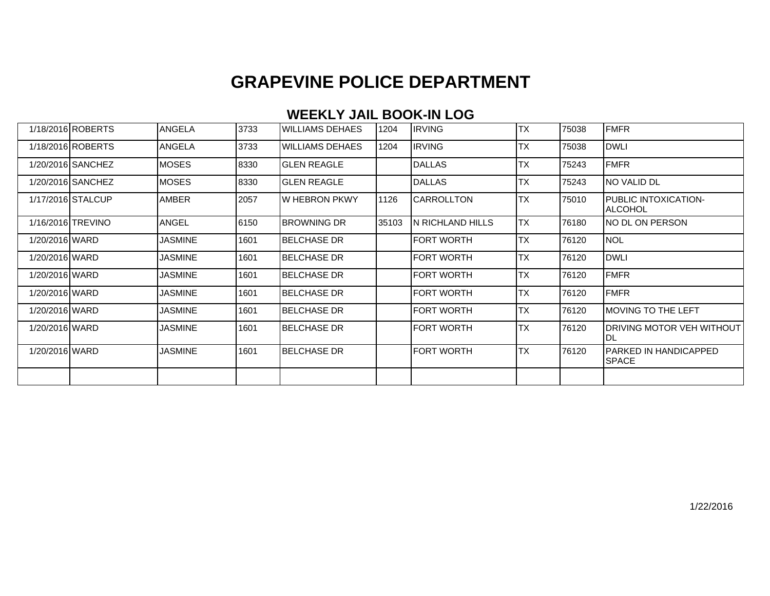# GRAPEVINE POLICE DEPARTMENT

## WEEKLY JAIL BOOK-IN LOG

| | | | | | | | | | |
|---|---|---|---|---|---|---|---|---|---|
| 1/18/2016 | ROBERTS | ANGELA | 3733 | WILLIAMS DEHAES | 1204 | IRVING | TX | 75038 | FMFR |
| 1/18/2016 | ROBERTS | ANGELA | 3733 | WILLIAMS DEHAES | 1204 | IRVING | TX | 75038 | DWLI |
| 1/20/2016 | SANCHEZ | MOSES | 8330 | GLEN REAGLE | | DALLAS | TX | 75243 | FMFR |
| 1/20/2016 | SANCHEZ | MOSES | 8330 | GLEN REAGLE | | DALLAS | TX | 75243 | NO VALID DL |
| 1/17/2016 | STALCUP | AMBER | 2057 | W HEBRON PKWY | 1126 | CARROLLTON | TX | 75010 | PUBLIC INTOXICATION-ALCOHOL |
| 1/16/2016 | TREVINO | ANGEL | 6150 | BROWNING DR | 35103 | N RICHLAND HILLS | TX | 76180 | NO DL ON PERSON |
| 1/20/2016 | WARD | JASMINE | 1601 | BELCHASE DR | | FORT WORTH | TX | 76120 | NOL |
| 1/20/2016 | WARD | JASMINE | 1601 | BELCHASE DR | | FORT WORTH | TX | 76120 | DWLI |
| 1/20/2016 | WARD | JASMINE | 1601 | BELCHASE DR | | FORT WORTH | TX | 76120 | FMFR |
| 1/20/2016 | WARD | JASMINE | 1601 | BELCHASE DR | | FORT WORTH | TX | 76120 | FMFR |
| 1/20/2016 | WARD | JASMINE | 1601 | BELCHASE DR | | FORT WORTH | TX | 76120 | MOVING TO THE LEFT |
| 1/20/2016 | WARD | JASMINE | 1601 | BELCHASE DR | | FORT WORTH | TX | 76120 | DRIVING MOTOR VEH WITHOUT DL |
| 1/20/2016 | WARD | JASMINE | 1601 | BELCHASE DR | | FORT WORTH | TX | 76120 | PARKED IN HANDICAPPED SPACE |
| | | | | | | | | | |

1/22/2016